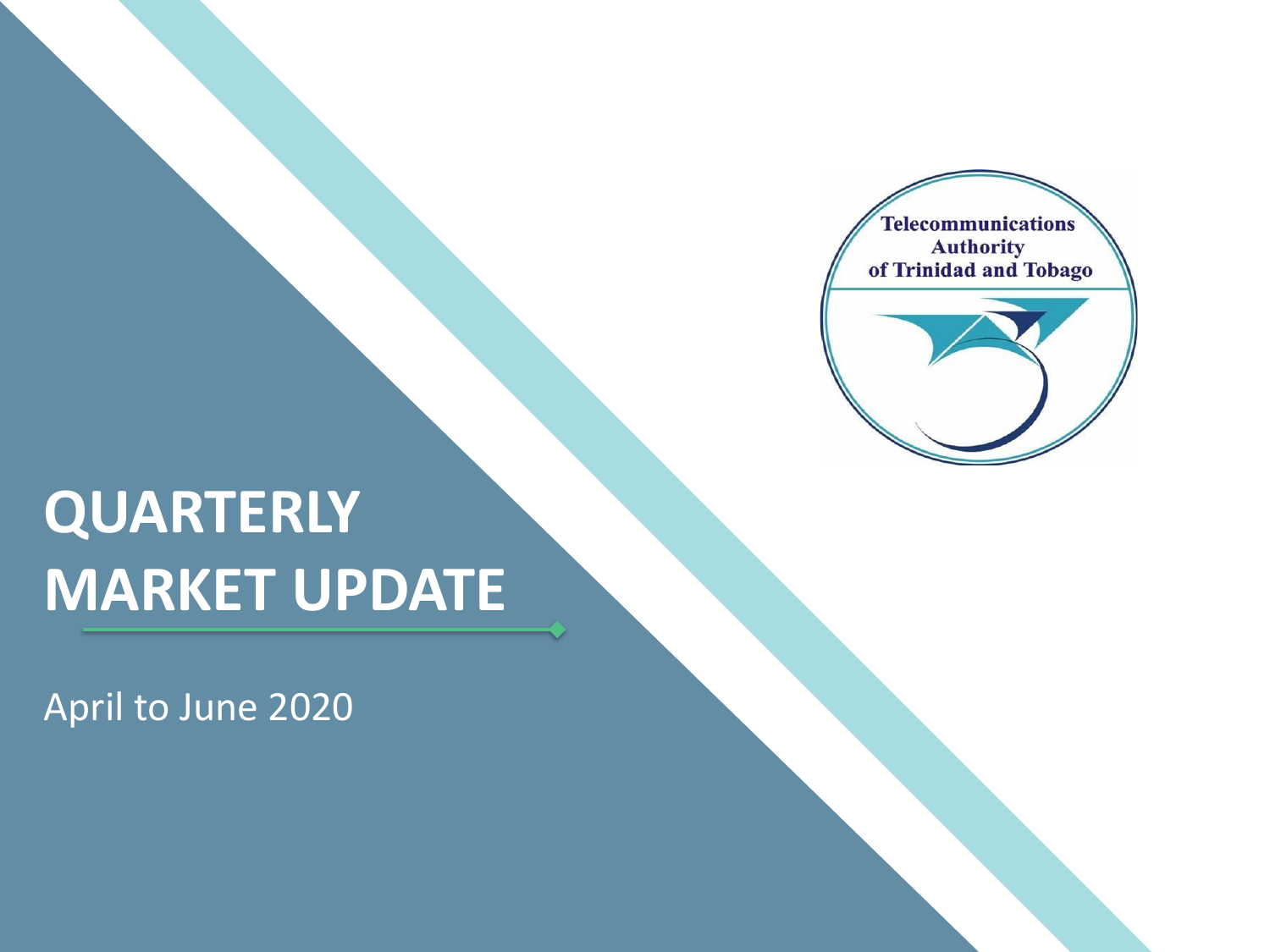Telecommunications Authority of Trinidad and Tobago

# QUARTERLY MARKET UPDATE

April to June 2020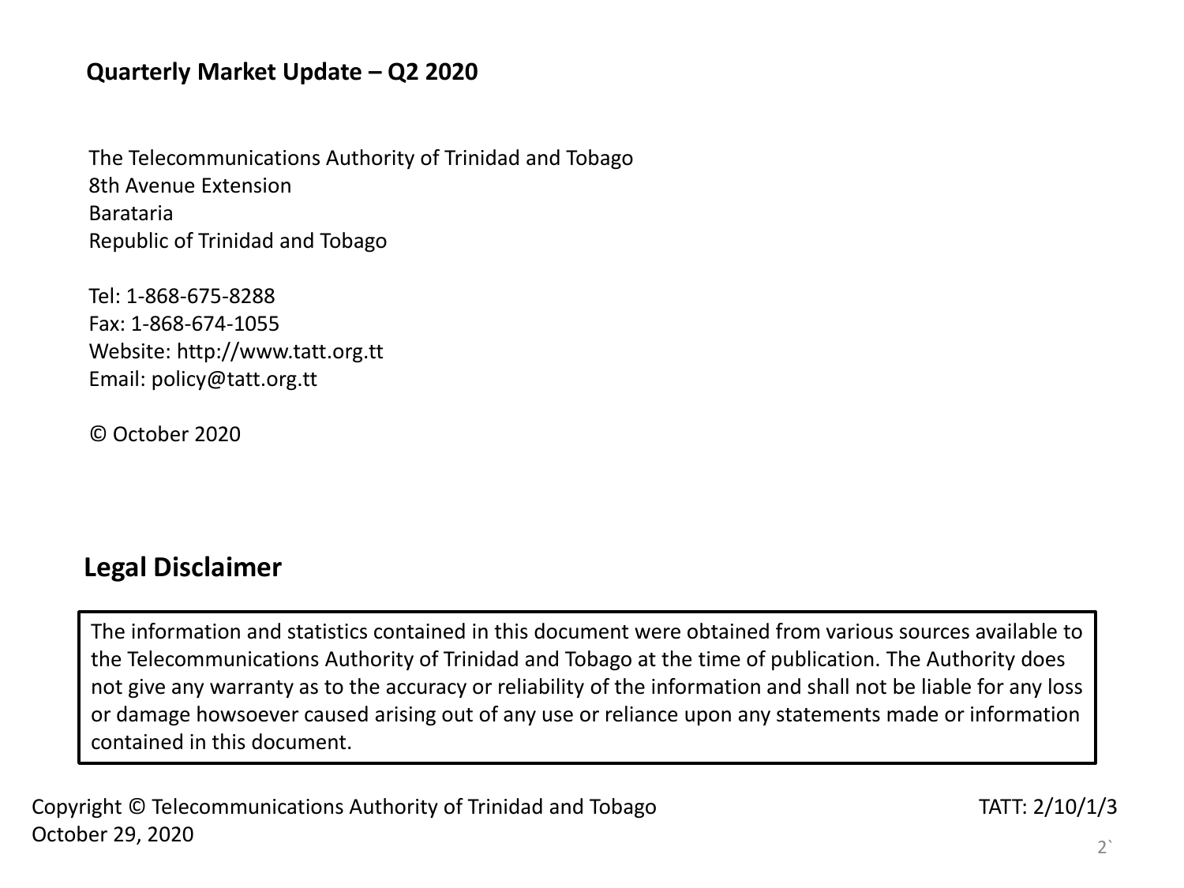**Quarterly Market Update – Q2 2020**

The Telecommunications Authority of Trinidad and Tobago
8th Avenue Extension
Barataria
Republic of Trinidad and Tobago

Tel: 1-868-675-8288
Fax: 1-868-674-1055
Website: http://www.tatt.org.tt
Email: policy@tatt.org.tt

© October 2020

## Legal Disclaimer

The information and statistics contained in this document were obtained from various sources available to the Telecommunications Authority of Trinidad and Tobago at the time of publication. The Authority does not give any warranty as to the accuracy or reliability of the information and shall not be liable for any loss or damage howsoever caused arising out of any use or reliance upon any statements made or information contained in this document.

Copyright © Telecommunications Authority of Trinidad and Tobago
October 29, 2020

TATT: 2/10/1/3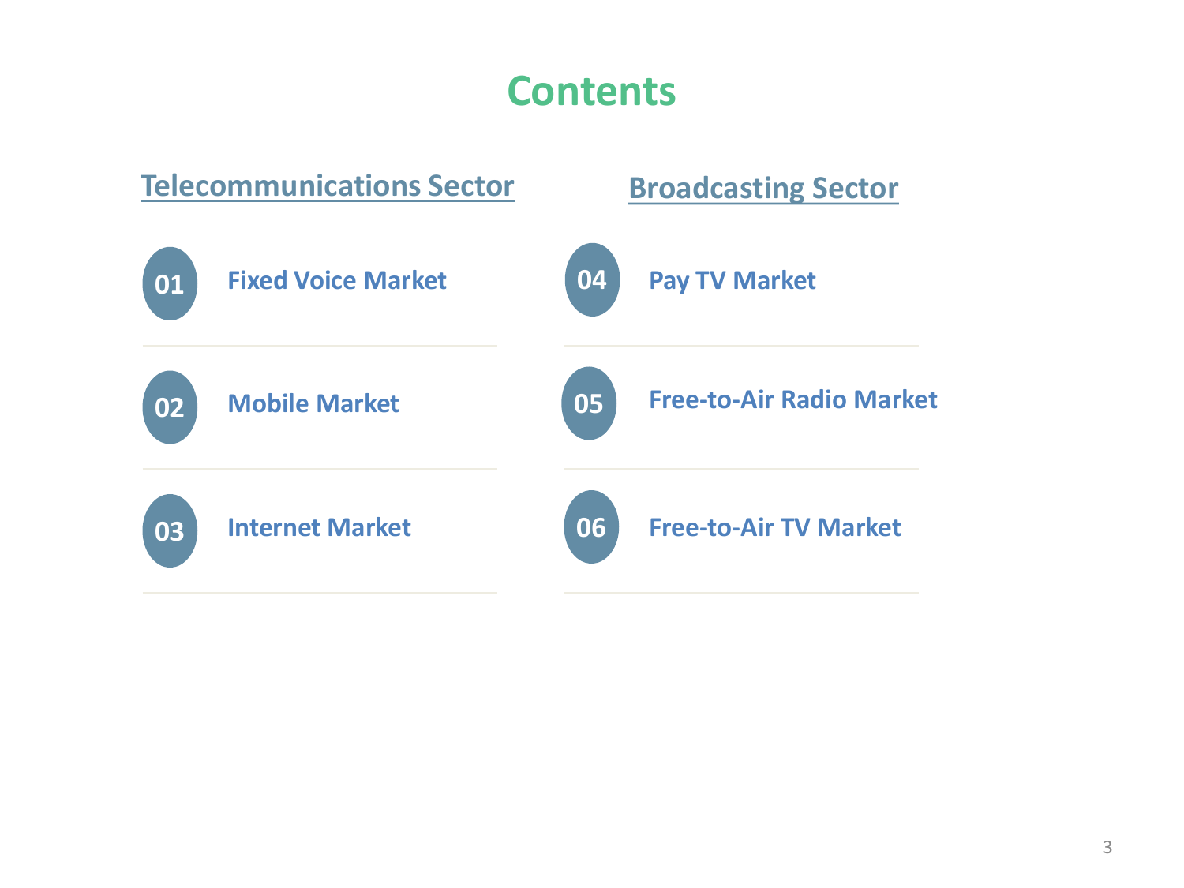# Contents

## Telecommunications Sector

01 Fixed Voice Market

02 Mobile Market

03 Internet Market

## Broadcasting Sector

04 Pay TV Market

05 Free-to-Air Radio Market

06 Free-to-Air TV Market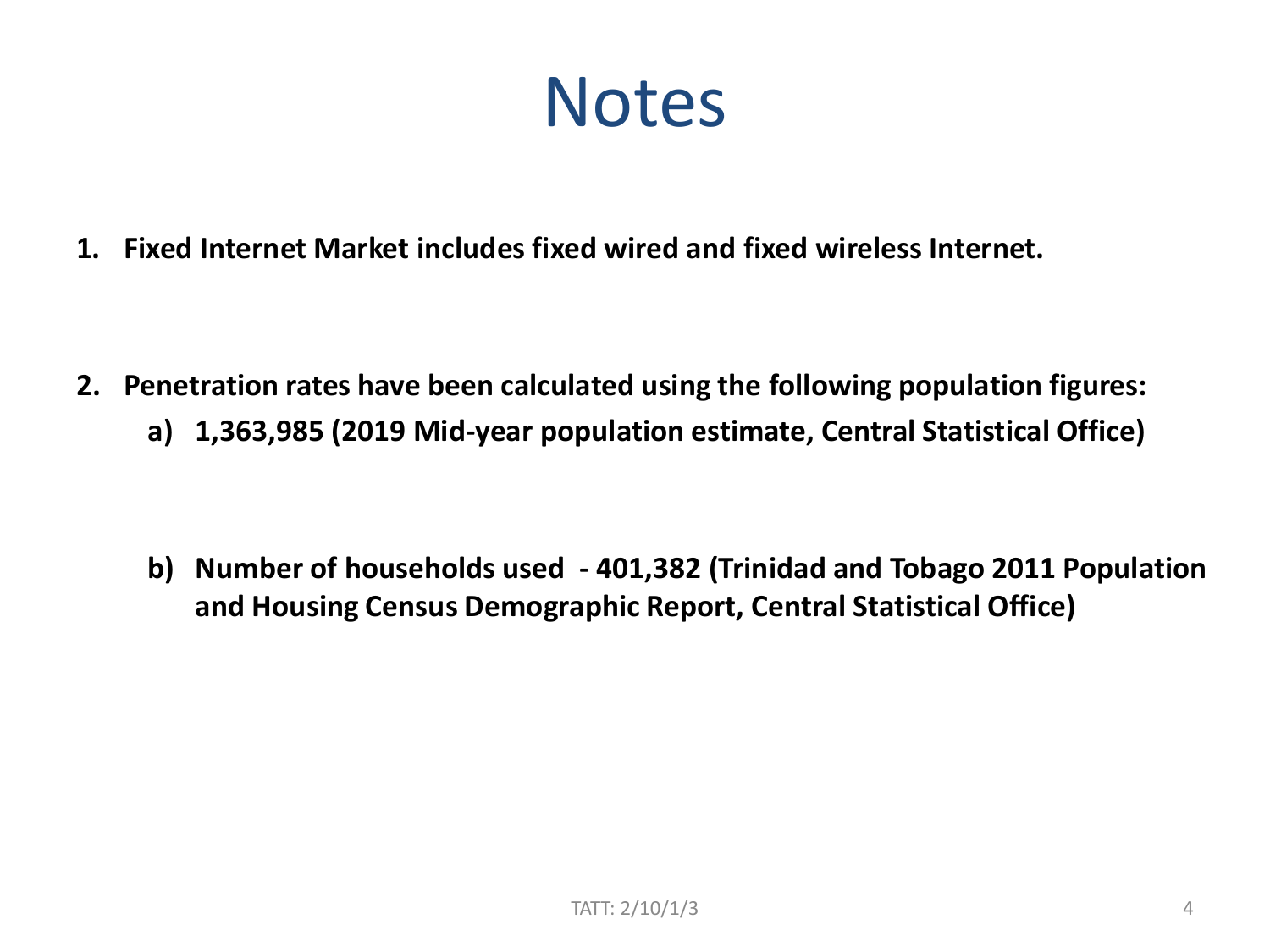# Notes

1. **Fixed Internet Market includes fixed wired and fixed wireless Internet.**

2. **Penetration rates have been calculated using the following population figures:**
   a) **1,363,985 (2019 Mid-year population estimate, Central Statistical Office)**

   b) **Number of households used - 401,382 (Trinidad and Tobago 2011 Population and Housing Census Demographic Report, Central Statistical Office)**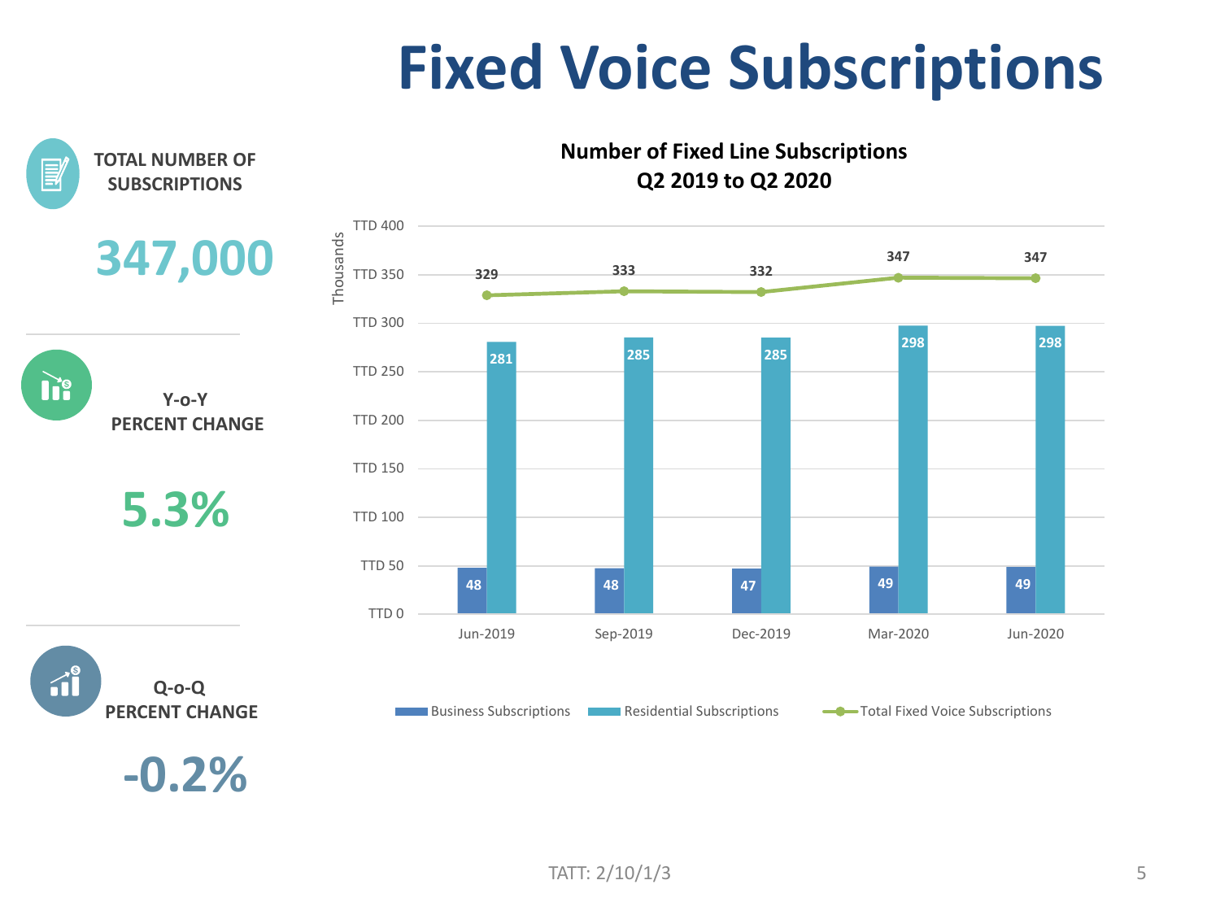# Fixed Voice Subscriptions

TOTAL NUMBER OF SUBSCRIPTIONS

**347,000**

Y-o-Y PERCENT CHANGE

**5.3%**

Q-o-Q PERCENT CHANGE

**-0.2%**

**Number of Fixed Line Subscriptions**
**Q2 2019 to Q2 2020**

Thousands

TTD 400
TTD 350
TTD 300
TTD 250
TTD 200
TTD 150
TTD 100
TTD 50
TTD 0

Jun-2019: 48, 281, 329
Sep-2019: 48, 285, 333
Dec-2019: 47, 285, 332
Mar-2020: 49, 298, 347
Jun-2020: 49, 298, 347

Business Subscriptions
Residential Subscriptions
Total Fixed Voice Subscriptions

TATT: 2/10/1/3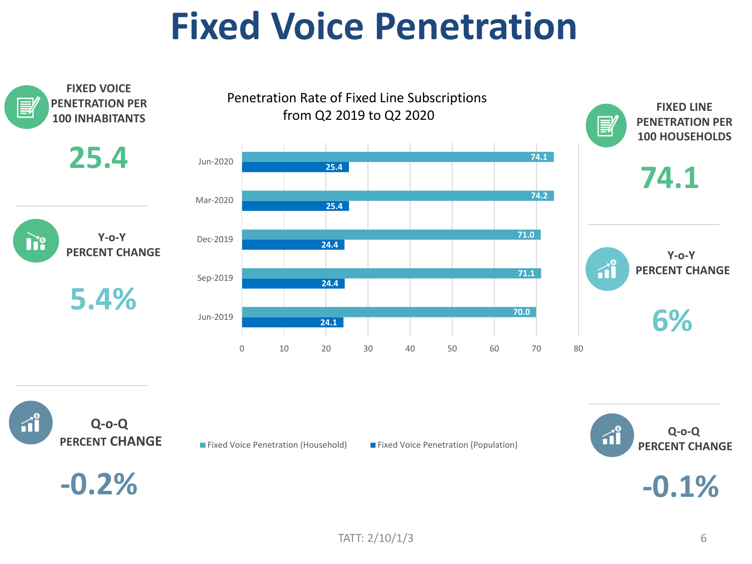# Fixed Voice Penetration

**FIXED VOICE PENETRATION PER 100 INHABITANTS**

**25.4**

**Y-o-Y PERCENT CHANGE**

**5.4%**

**Q-o-Q PERCENT CHANGE**

**-0.2%**

Penetration Rate of Fixed Line Subscriptions from Q2 2019 to Q2 2020

Jun-2020: 74.1, 25.4
Mar-2020: 74.2, 25.4
Dec-2019: 71.0, 24.4
Sep-2019: 71.1, 24.4
Jun-2019: 70.0, 24.1

0 10 20 30 40 50 60 70 80

Fixed Voice Penetration (Household)
Fixed Voice Penetration (Population)

**FIXED LINE PENETRATION PER 100 HOUSEHOLDS**

**74.1**

**Y-o-Y PERCENT CHANGE**

**6%**

**Q-o-Q PERCENT CHANGE**

**-0.1%**

TATT: 2/10/1/3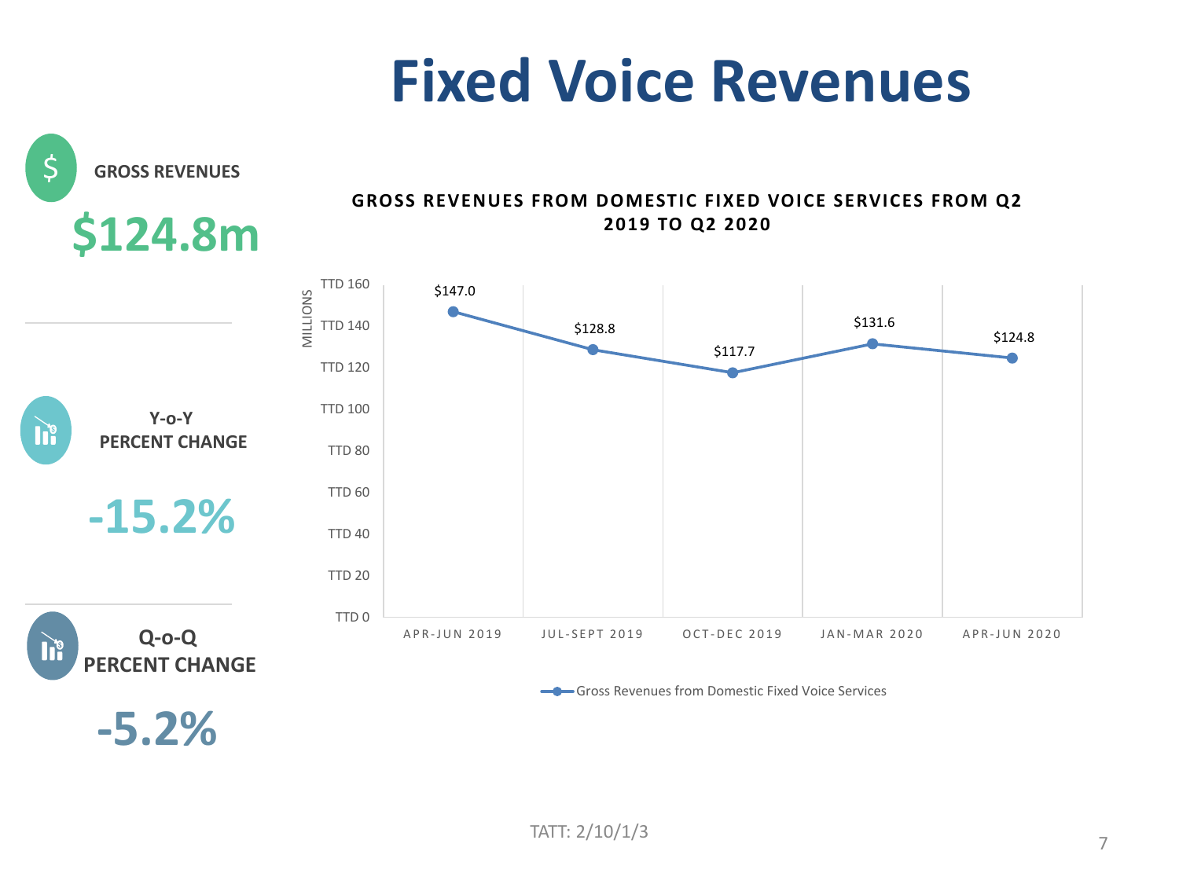# Fixed Voice Revenues

**GROSS REVENUES**

**$124.8m**

**Y-o-Y PERCENT CHANGE**

**-15.2%**

**Q-o-Q PERCENT CHANGE**

**-5.2%**

**GROSS REVENUES FROM DOMESTIC FIXED VOICE SERVICES FROM Q2 2019 TO Q2 2020**

| Period | Gross Revenues from Domestic Fixed Voice Services (TTD Millions) |
|---|---|
| APR-JUN 2019 | $147.0 |
| JUL-SEPT 2019 | $128.8 |
| OCT-DEC 2019 | $117.7 |
| JAN-MAR 2020 | $131.6 |
| APR-JUN 2020 | $124.8 |

TATT: 2/10/1/3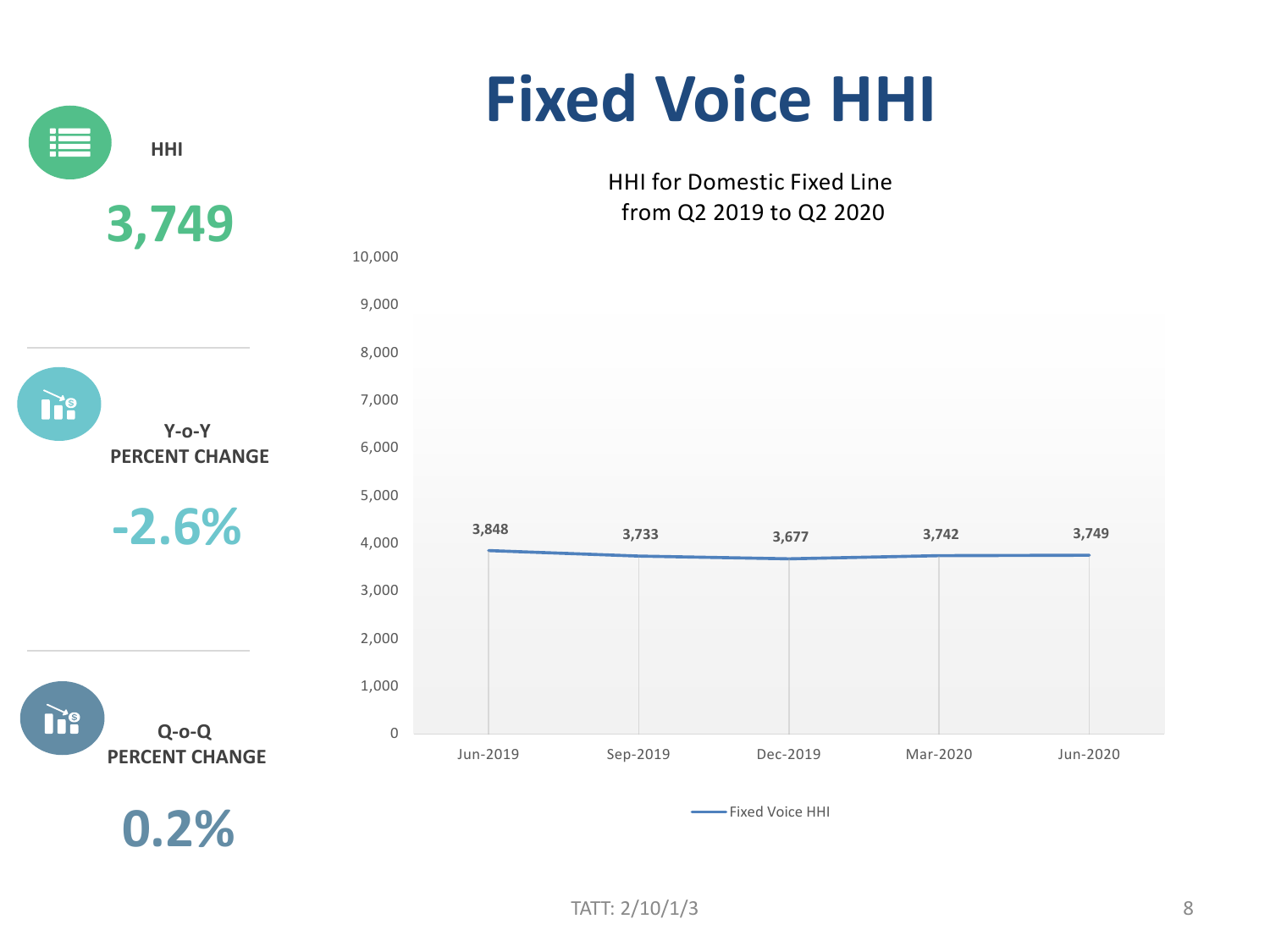# Fixed Voice HHI

**HHI**

**3,749**

**Y-o-Y PERCENT CHANGE**

**-2.6%**

**Q-o-Q PERCENT CHANGE**

**0.2%**

HHI for Domestic Fixed Line from Q2 2019 to Q2 2020

10,000
9,000
8,000
7,000
6,000
5,000
4,000
3,000
2,000
1,000
0

3,848
3,733
3,677
3,742
3,749

Jun-2019
Sep-2019
Dec-2019
Mar-2020
Jun-2020

Fixed Voice HHI

TATT: 2/10/1/3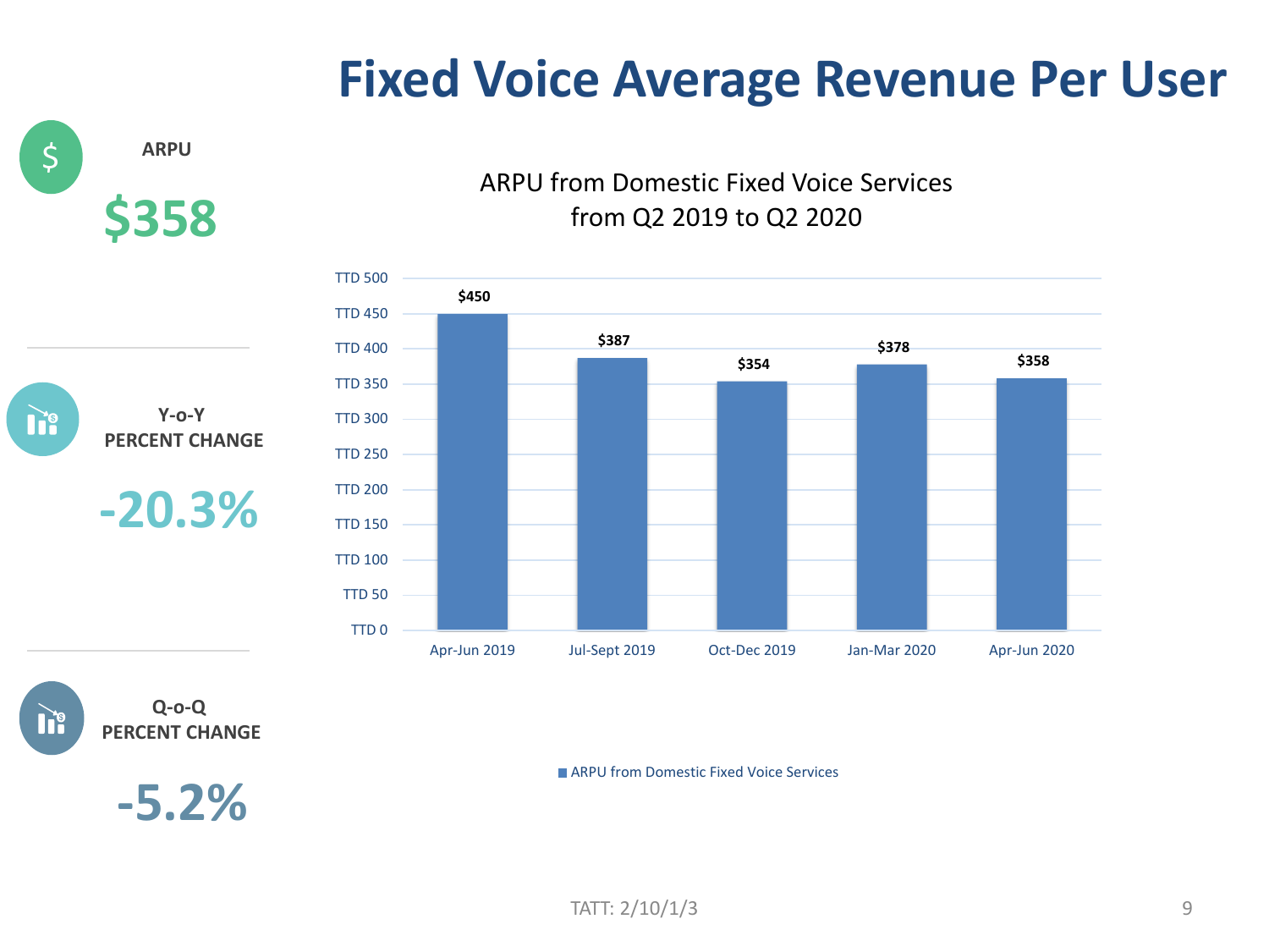# Fixed Voice Average Revenue Per User

**ARPU**

**$358**

**Y-o-Y PERCENT CHANGE**

**-20.3%**

**Q-o-Q PERCENT CHANGE**

**-5.2%**

ARPU from Domestic Fixed Voice Services
from Q2 2019 to Q2 2020

TTD 500
TTD 450
TTD 400
TTD 350
TTD 300
TTD 250
TTD 200
TTD 150
TTD 100
TTD 50
TTD 0

$450
$387
$354
$378
$358

Apr-Jun 2019
Jul-Sept 2019
Oct-Dec 2019
Jan-Mar 2020
Apr-Jun 2020

ARPU from Domestic Fixed Voice Services

TATT: 2/10/1/3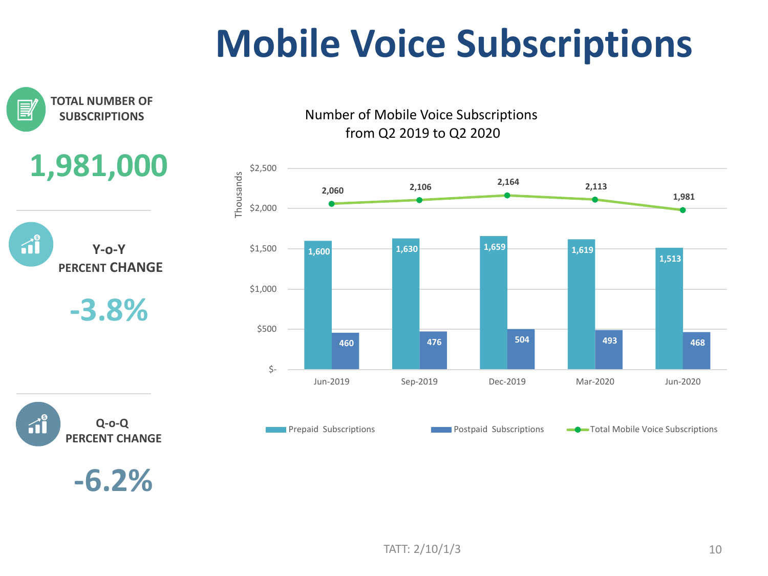# Mobile Voice Subscriptions

**TOTAL NUMBER OF SUBSCRIPTIONS**

**1,981,000**

**Y-o-Y PERCENT CHANGE**

**-3.8%**

**Q-o-Q PERCENT CHANGE**

**-6.2%**

Number of Mobile Voice Subscriptions from Q2 2019 to Q2 2020

Thousands

$2,500
$2,000
$1,500
$1,000
$500
$-

Jun-2019: 1,600; 460; 2,060
Sep-2019: 1,630; 476; 2,106
Dec-2019: 1,659; 504; 2,164
Mar-2020: 1,619; 493; 2,113
Jun-2020: 1,513; 468; 1,981

Prepaid Subscriptions
Postpaid Subscriptions
Total Mobile Voice Subscriptions

TATT: 2/10/1/3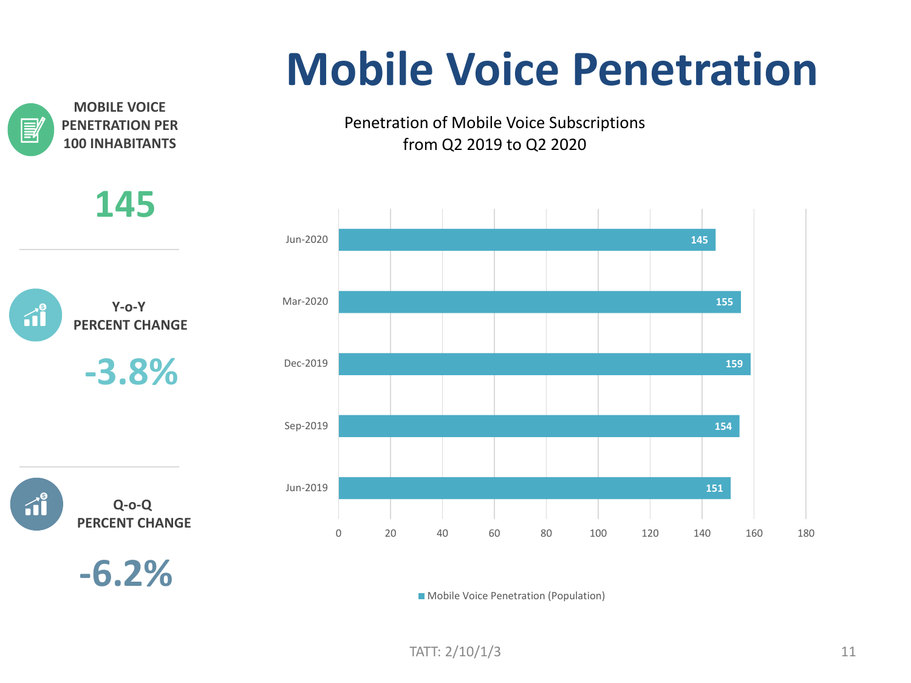# Mobile Voice Penetration

**MOBILE VOICE PENETRATION PER 100 INHABITANTS**

**145**

**Y-o-Y PERCENT CHANGE**

**-3.8%**

**Q-o-Q PERCENT CHANGE**

**-6.2%**

Penetration of Mobile Voice Subscriptions from Q2 2019 to Q2 2020

Jun-2020: 145
Mar-2020: 155
Dec-2019: 159
Sep-2019: 154
Jun-2019: 151

0 20 40 60 80 100 120 140 160 180

Mobile Voice Penetration (Population)

TATT: 2/10/1/3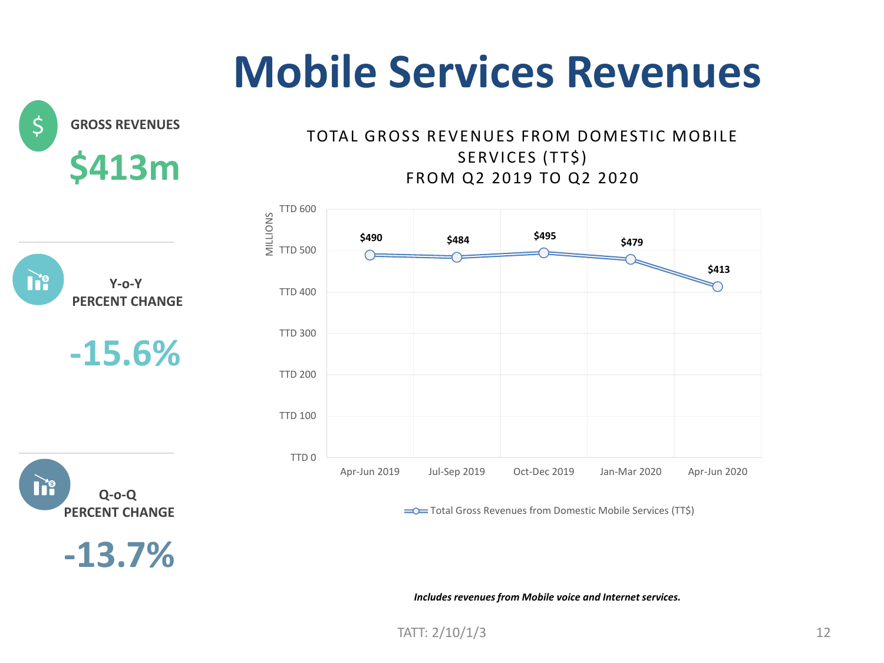# Mobile Services Revenues

GROSS REVENUES

**$413m**

Y-o-Y
PERCENT CHANGE

**-15.6%**

Q-o-Q
PERCENT CHANGE

**-13.7%**

TOTAL GROSS REVENUES FROM DOMESTIC MOBILE SERVICES (TT$)
FROM Q2 2019 TO Q2 2020

MILLIONS

TTD 600
TTD 500
TTD 400
TTD 300
TTD 200
TTD 100
TTD 0

$490
$484
$495
$479
$413

Apr-Jun 2019
Jul-Sep 2019
Oct-Dec 2019
Jan-Mar 2020
Apr-Jun 2020

Total Gross Revenues from Domestic Mobile Services (TT$)

***Includes revenues from Mobile voice and Internet services.***

TATT: 2/10/1/3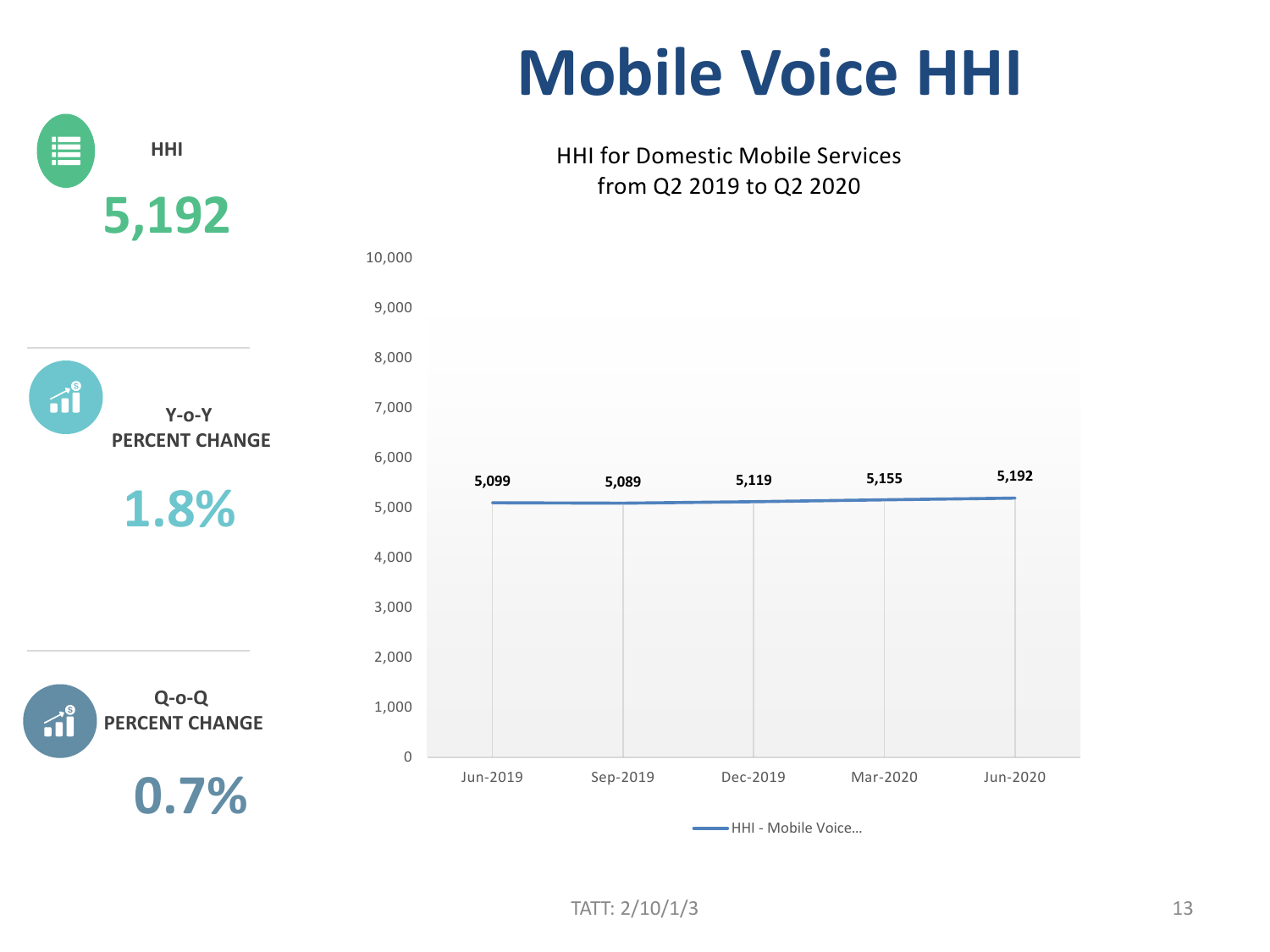# Mobile Voice HHI

**HHI**

**5,192**

**Y-o-Y PERCENT CHANGE**

**1.8%**

**Q-o-Q PERCENT CHANGE**

**0.7%**

HHI for Domestic Mobile Services from Q2 2019 to Q2 2020

10,000
9,000
8,000
7,000
6,000
5,000
4,000
3,000
2,000
1,000
0

5,099
5,089
5,119
5,155
5,192

Jun-2019
Sep-2019
Dec-2019
Mar-2020
Jun-2020

HHI - Mobile Voice...

TATT: 2/10/1/3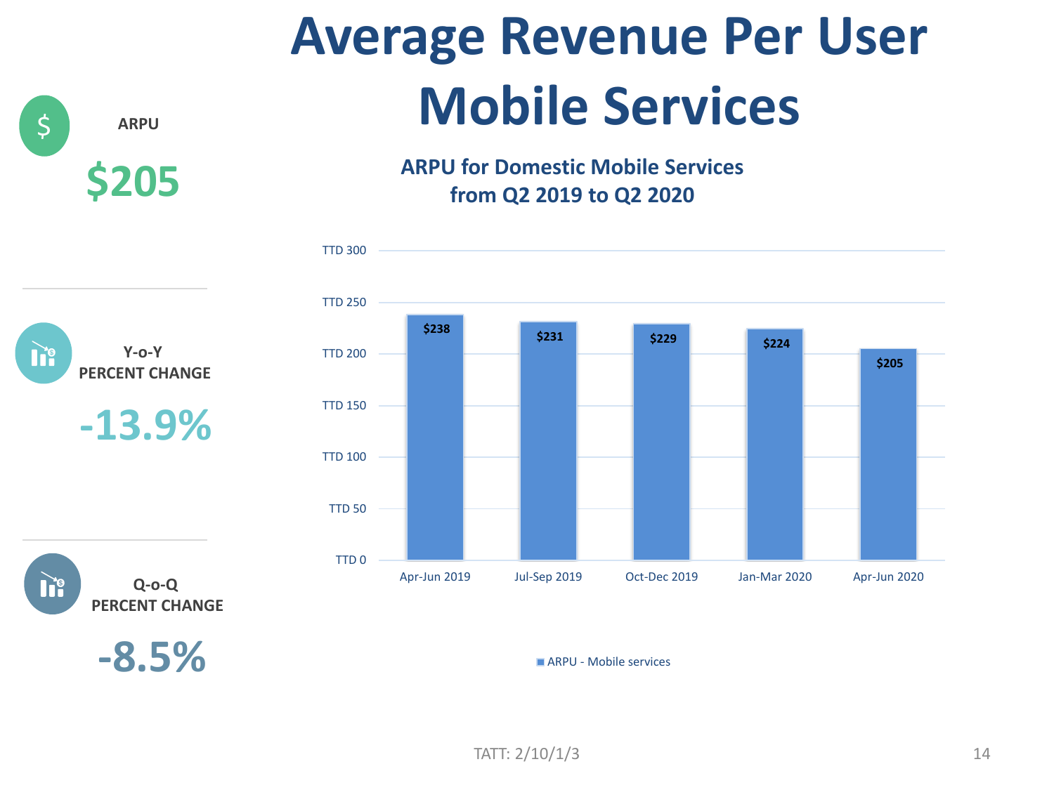# Average Revenue Per User Mobile Services

ARPU

**$205**

Y-o-Y PERCENT CHANGE

**-13.9%**

Q-o-Q PERCENT CHANGE

**-8.5%**

**ARPU for Domestic Mobile Services from Q2 2019 to Q2 2020**

TTD 300
TTD 250
TTD 200
TTD 150
TTD 100
TTD 50
TTD 0

$238
$231
$229
$224
$205

Apr-Jun 2019
Jul-Sep 2019
Oct-Dec 2019
Jan-Mar 2020
Apr-Jun 2020

ARPU - Mobile services

TATT: 2/10/1/3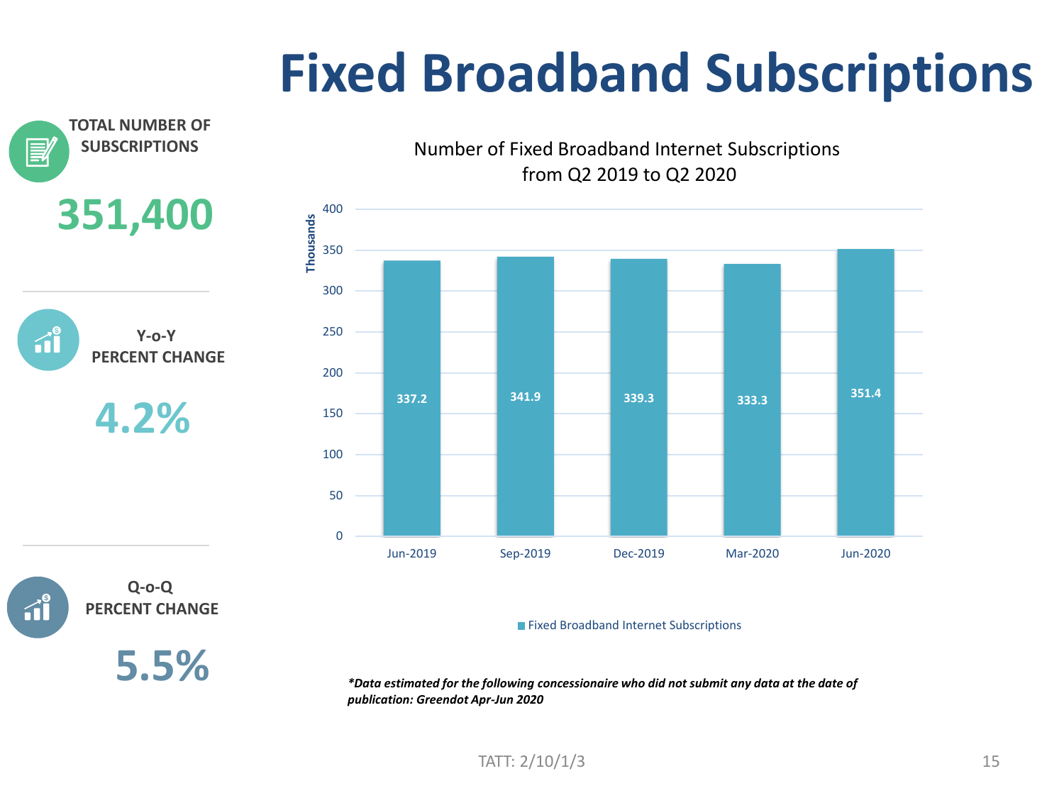# Fixed Broadband Subscriptions

TOTAL NUMBER OF SUBSCRIPTIONS

**351,400**

Y-o-Y PERCENT CHANGE

**4.2%**

Q-o-Q PERCENT CHANGE

**5.5%**

Number of Fixed Broadband Internet Subscriptions from Q2 2019 to Q2 2020

Thousands

400
350
300
250
200
150
100
50
0

337.2
341.9
339.3
333.3
351.4

Jun-2019
Sep-2019
Dec-2019
Mar-2020
Jun-2020

Fixed Broadband Internet Subscriptions

***Data estimated for the following concessionaire who did not submit any data at the date of publication: Greendot Apr-Jun 2020**

TATT: 2/10/1/3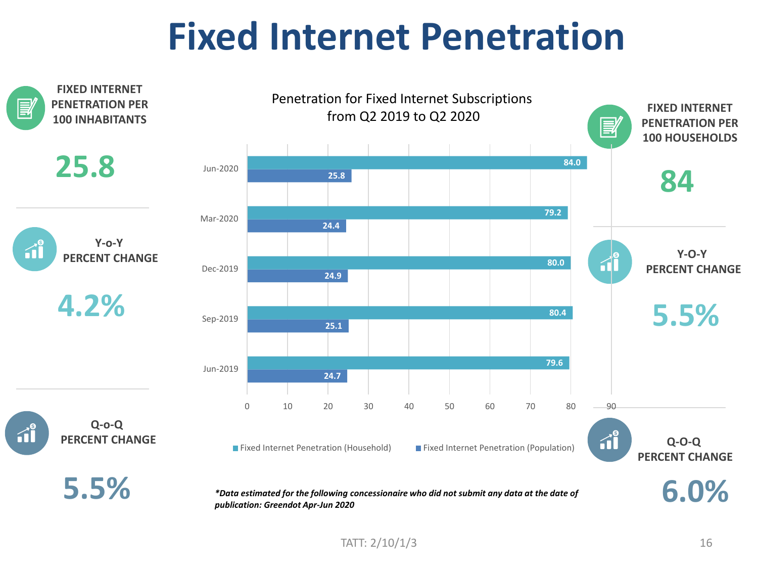# Fixed Internet Penetration

**FIXED INTERNET PENETRATION PER 100 INHABITANTS**

**25.8**

**Y-o-Y PERCENT CHANGE**

**4.2%**

**Q-o-Q PERCENT CHANGE**

**5.5%**

Penetration for Fixed Internet Subscriptions from Q2 2019 to Q2 2020

Jun-2020: 84.0, 25.8

Mar-2020: 79.2, 24.4

Dec-2019: 80.0, 24.9

Sep-2019: 80.4, 25.1

Jun-2019: 79.6, 24.7

0 10 20 30 40 50 60 70 80 90

Fixed Internet Penetration (Household)

Fixed Internet Penetration (Population)

***Data estimated for the following concessionaire who did not submit any data at the date of publication: Greendot Apr-Jun 2020***

**FIXED INTERNET PENETRATION PER 100 HOUSEHOLDS**

**84**

**Y-O-Y PERCENT CHANGE**

**5.5%**

**Q-O-Q PERCENT CHANGE**

**6.0%**

TATT: 2/10/1/3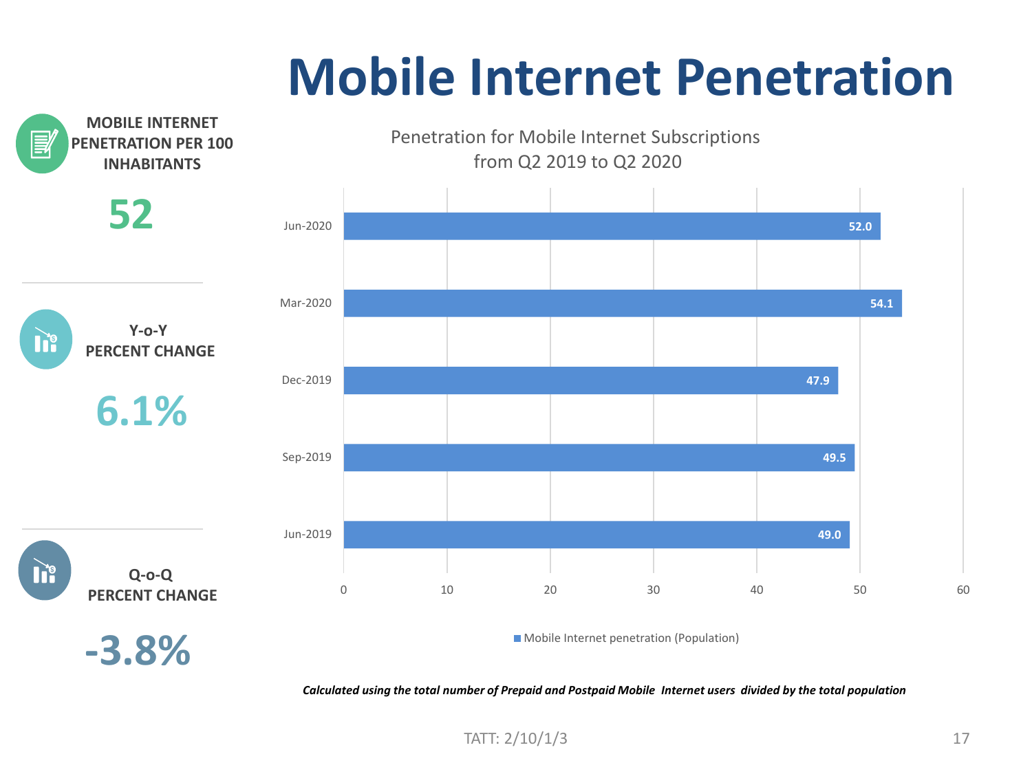# Mobile Internet Penetration

**MOBILE INTERNET PENETRATION PER 100 INHABITANTS**

**52**

**Y-o-Y PERCENT CHANGE**

**6.1%**

**Q-o-Q PERCENT CHANGE**

**-3.8%**

Penetration for Mobile Internet Subscriptions from Q2 2019 to Q2 2020

Jun-2020
52.0
Mar-2020
54.1
Dec-2019
47.9
Sep-2019
49.5
Jun-2019
49.0

0
10
20
30
40
50
60

Mobile Internet penetration (Population)

***Calculated using the total number of Prepaid and Postpaid Mobile Internet users divided by the total population***

TATT: 2/10/1/3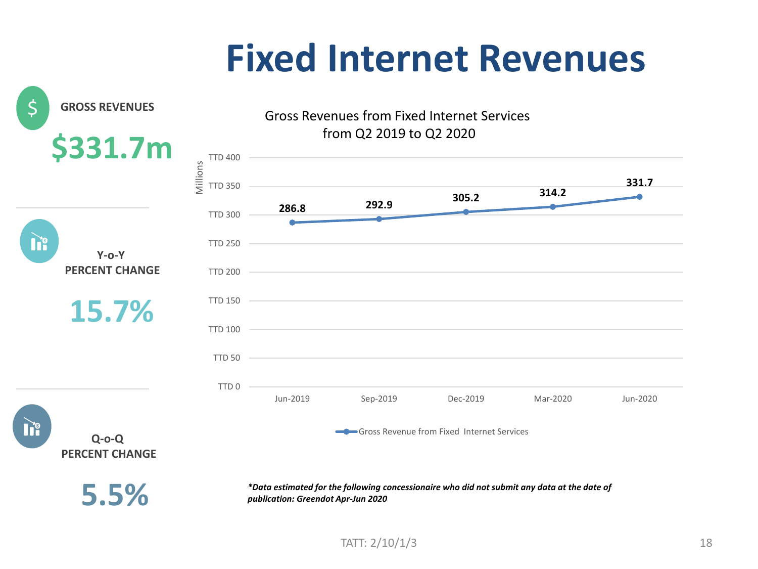# Fixed Internet Revenues

**GROSS REVENUES**

**$331.7m**

**Y-o-Y PERCENT CHANGE**

**15.7%**

**Q-o-Q PERCENT CHANGE**

**5.5%**

Gross Revenues from Fixed Internet Services from Q2 2019 to Q2 2020

Millions

TTD 400
TTD 350
TTD 300
TTD 250
TTD 200
TTD 150
TTD 100
TTD 50
TTD 0

286.8
292.9
305.2
314.2
331.7

Jun-2019
Sep-2019
Dec-2019
Mar-2020
Jun-2020

Gross Revenue from Fixed Internet Services

***Data estimated for the following concessionaire who did not submit any data at the date of publication: Greendot Apr-Jun 2020***

TATT: 2/10/1/3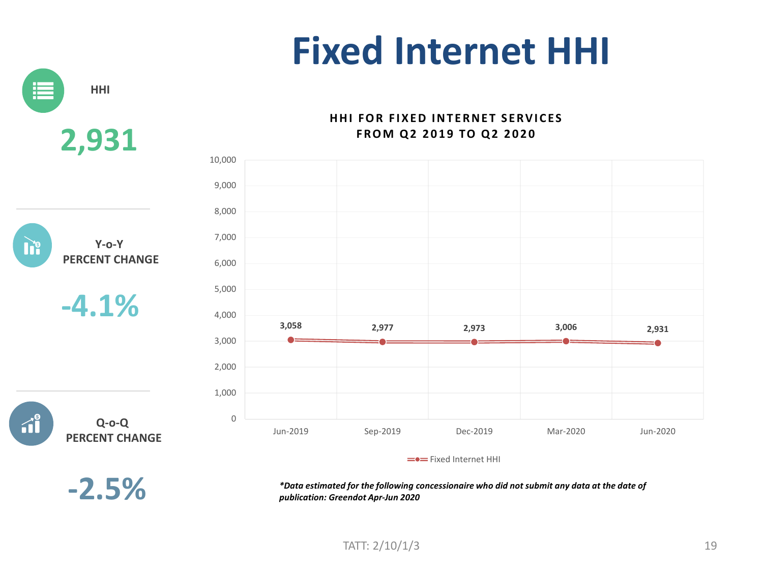# Fixed Internet HHI

HHI

**2,931**

Y-o-Y
PERCENT CHANGE

**-4.1%**

Q-o-Q
PERCENT CHANGE

**-2.5%**

**HHI FOR FIXED INTERNET SERVICES FROM Q2 2019 TO Q2 2020**

10,000
9,000
8,000
7,000
6,000
5,000
4,000
3,000
2,000
1,000
0

3,058
2,977
2,973
3,006
2,931

Jun-2019
Sep-2019
Dec-2019
Mar-2020
Jun-2020

Fixed Internet HHI

*\*Data estimated for the following concessionaire who did not submit any data at the date of publication: Greendot Apr-Jun 2020*

TATT: 2/10/1/3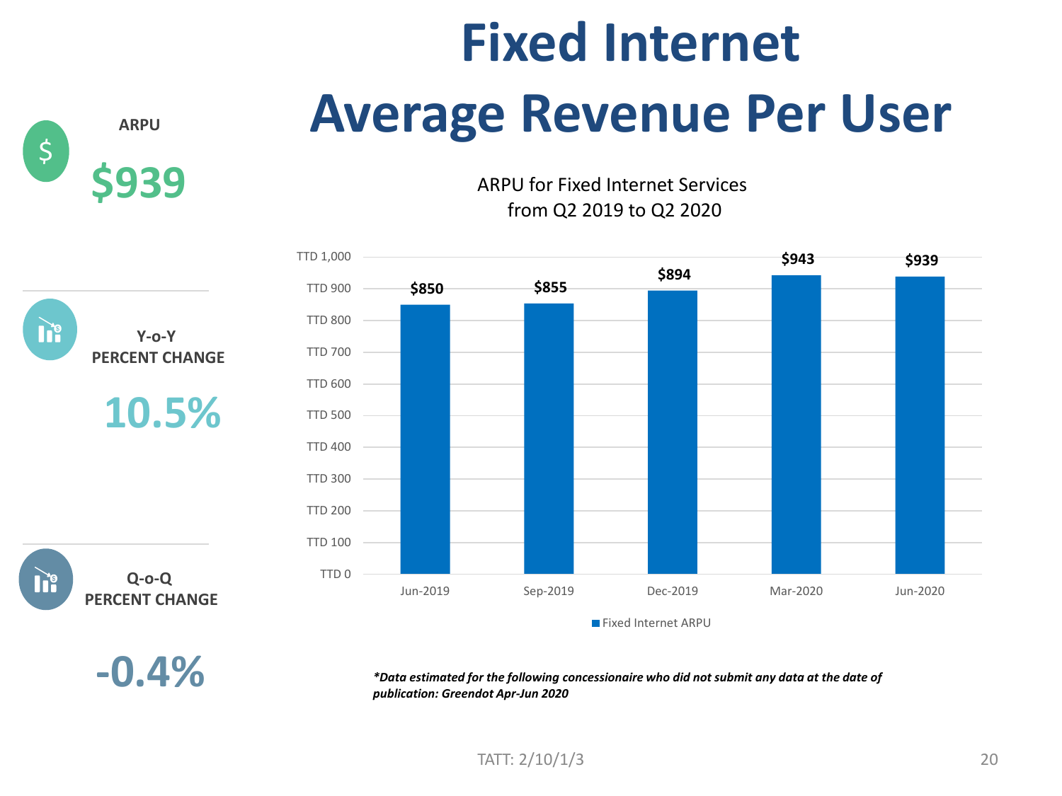# Fixed Internet Average Revenue Per User

ARPU

**$939**

Y-o-Y PERCENT CHANGE

**10.5%**

Q-o-Q PERCENT CHANGE

**-0.4%**

ARPU for Fixed Internet Services from Q2 2019 to Q2 2020

TTD 1,000
TTD 900
TTD 800
TTD 700
TTD 600
TTD 500
TTD 400
TTD 300
TTD 200
TTD 100
TTD 0

Jun-2019: $850
Sep-2019: $855
Dec-2019: $894
Mar-2020: $943
Jun-2020: $939

Fixed Internet ARPU

***Data estimated for the following concessionaire who did not submit any data at the date of publication: Greendot Apr-Jun 2020***

TATT: 2/10/1/3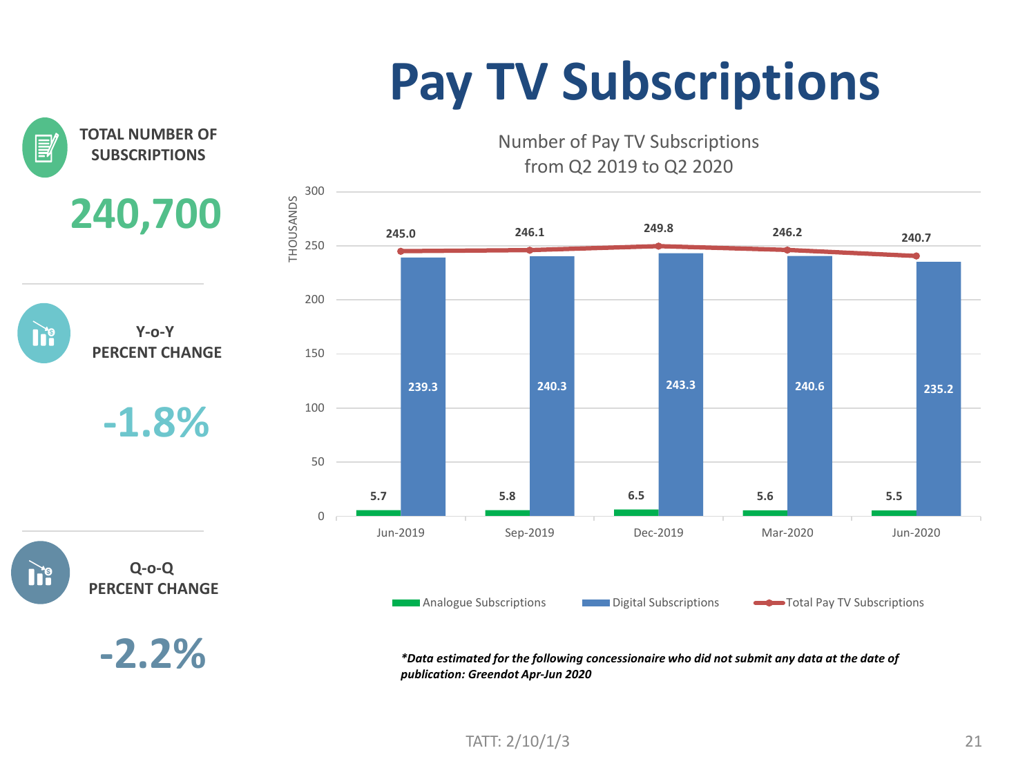# Pay TV Subscriptions

**TOTAL NUMBER OF SUBSCRIPTIONS**

**240,700**

**Y-o-Y PERCENT CHANGE**

**-1.8%**

**Q-o-Q PERCENT CHANGE**

**-2.2%**

Number of Pay TV Subscriptions
from Q2 2019 to Q2 2020

THOUSANDS

300
250
200
150
100
50
0

245.0
246.1
249.8
246.2
240.7

239.3
240.3
243.3
240.6
235.2

5.7
5.8
6.5
5.6
5.5

Jun-2019
Sep-2019
Dec-2019
Mar-2020
Jun-2020

Analogue Subscriptions
Digital Subscriptions
Total Pay TV Subscriptions

***Data estimated for the following concessionaire who did not submit any data at the date of publication: Greendot Apr-Jun 2020***

TATT: 2/10/1/3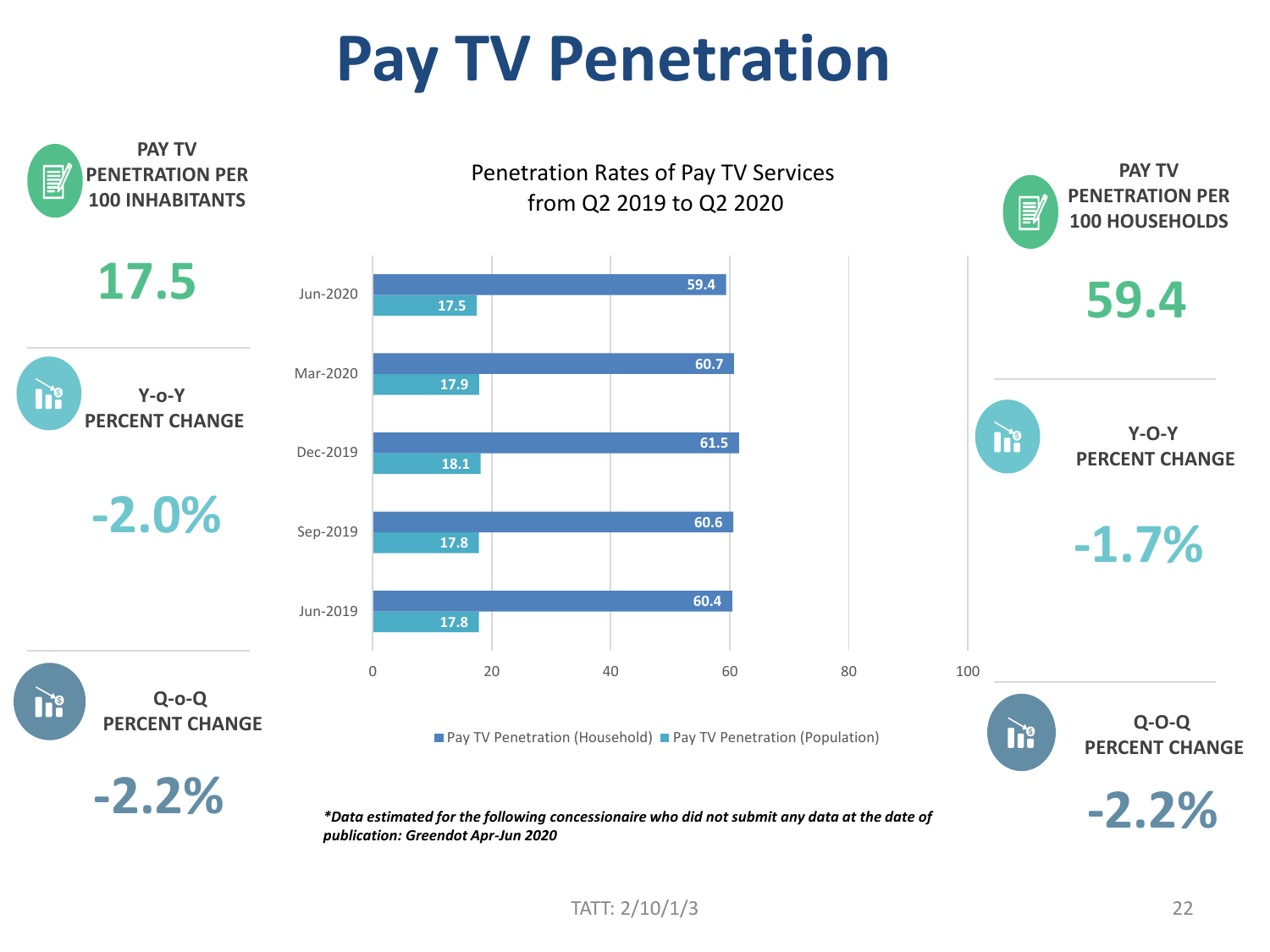# Pay TV Penetration

**PAY TV PENETRATION PER 100 INHABITANTS**

**17.5**

**Y-o-Y PERCENT CHANGE**

**-2.0%**

**Q-o-Q PERCENT CHANGE**

**-2.2%**

Penetration Rates of Pay TV Services from Q2 2019 to Q2 2020

Jun-2020: 59.4, 17.5
Mar-2020: 60.7, 17.9
Dec-2019: 61.5, 18.1
Sep-2019: 60.6, 17.8
Jun-2019: 60.4, 17.8

0, 20, 40, 60, 80, 100

Pay TV Penetration (Household) Pay TV Penetration (Population)

***Data estimated for the following concessionaire who did not submit any data at the date of publication: Greendot Apr-Jun 2020**

**PAY TV PENETRATION PER 100 HOUSEHOLDS**

**59.4**

**Y-O-Y PERCENT CHANGE**

**-1.7%**

**Q-O-Q PERCENT CHANGE**

**-2.2%**

TATT: 2/10/1/3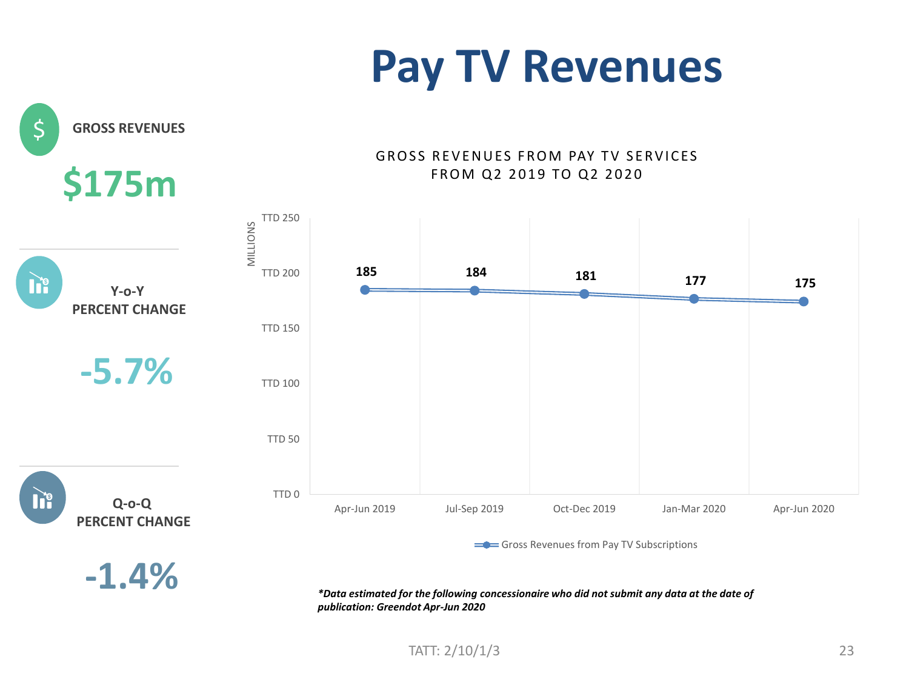# Pay TV Revenues

**GROSS REVENUES**

**$175m**

**Y-o-Y PERCENT CHANGE**

**-5.7%**

**Q-o-Q PERCENT CHANGE**

**-1.4%**

GROSS REVENUES FROM PAY TV SERVICES FROM Q2 2019 TO Q2 2020

MILLIONS

TTD 250
TTD 200
TTD 150
TTD 100
TTD 50
TTD 0

185
184
181
177
175

Apr-Jun 2019
Jul-Sep 2019
Oct-Dec 2019
Jan-Mar 2020
Apr-Jun 2020

Gross Revenues from Pay TV Subscriptions

***Data estimated for the following concessionaire who did not submit any data at the date of publication: Greendot Apr-Jun 2020***

TATT: 2/10/1/3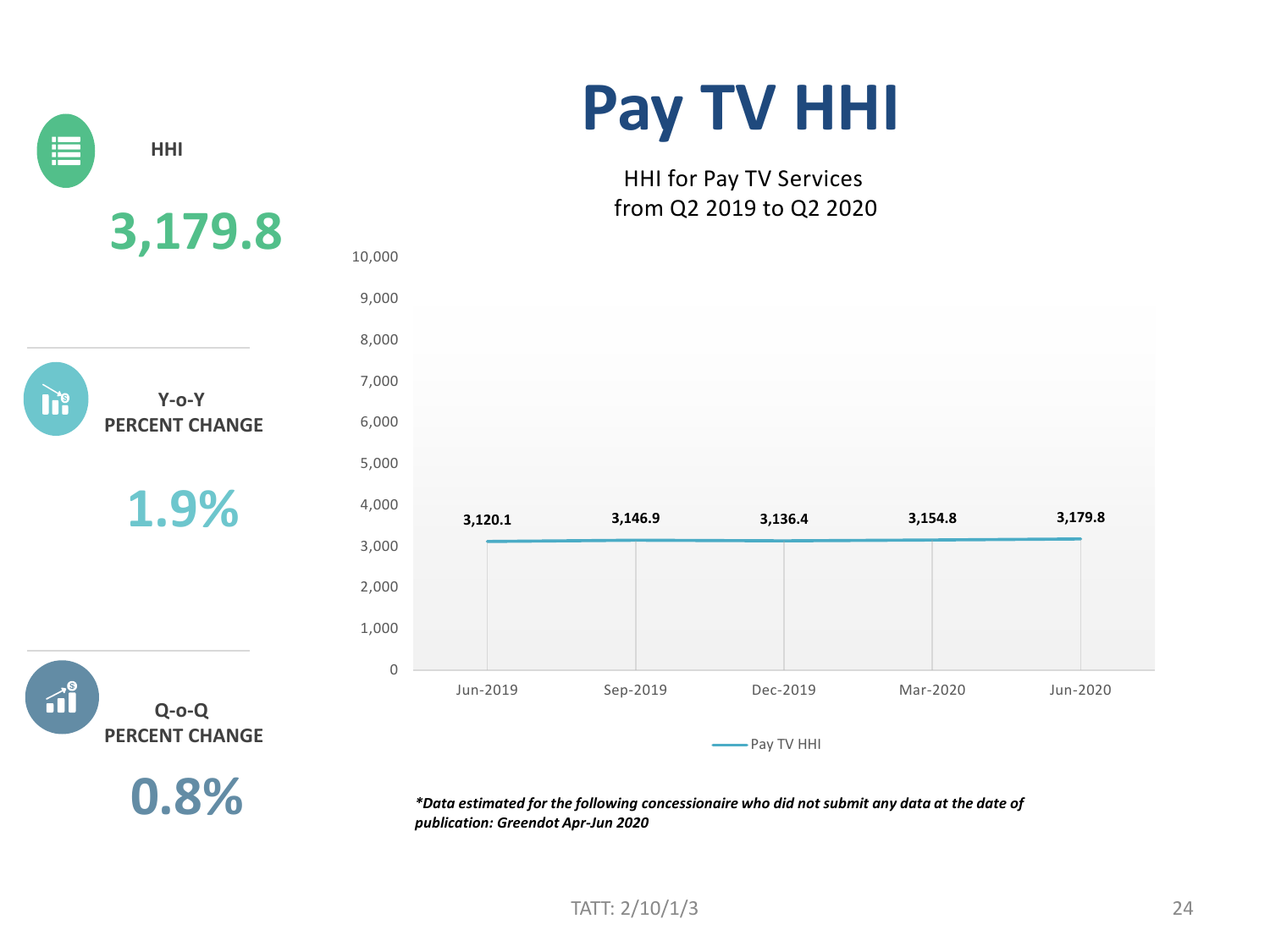# Pay TV HHI

HHI

3,179.8

Y-o-Y PERCENT CHANGE

1.9%

Q-o-Q PERCENT CHANGE

0.8%

HHI for Pay TV Services from Q2 2019 to Q2 2020

10,000
9,000
8,000
7,000
6,000
5,000
4,000
3,000
2,000
1,000
0

3,120.1
3,146.9
3,136.4
3,154.8
3,179.8

Jun-2019
Sep-2019
Dec-2019
Mar-2020
Jun-2020

Pay TV HHI

***Data estimated for the following concessionaire who did not submit any data at the date of publication: Greendot Apr-Jun 2020***

TATT: 2/10/1/3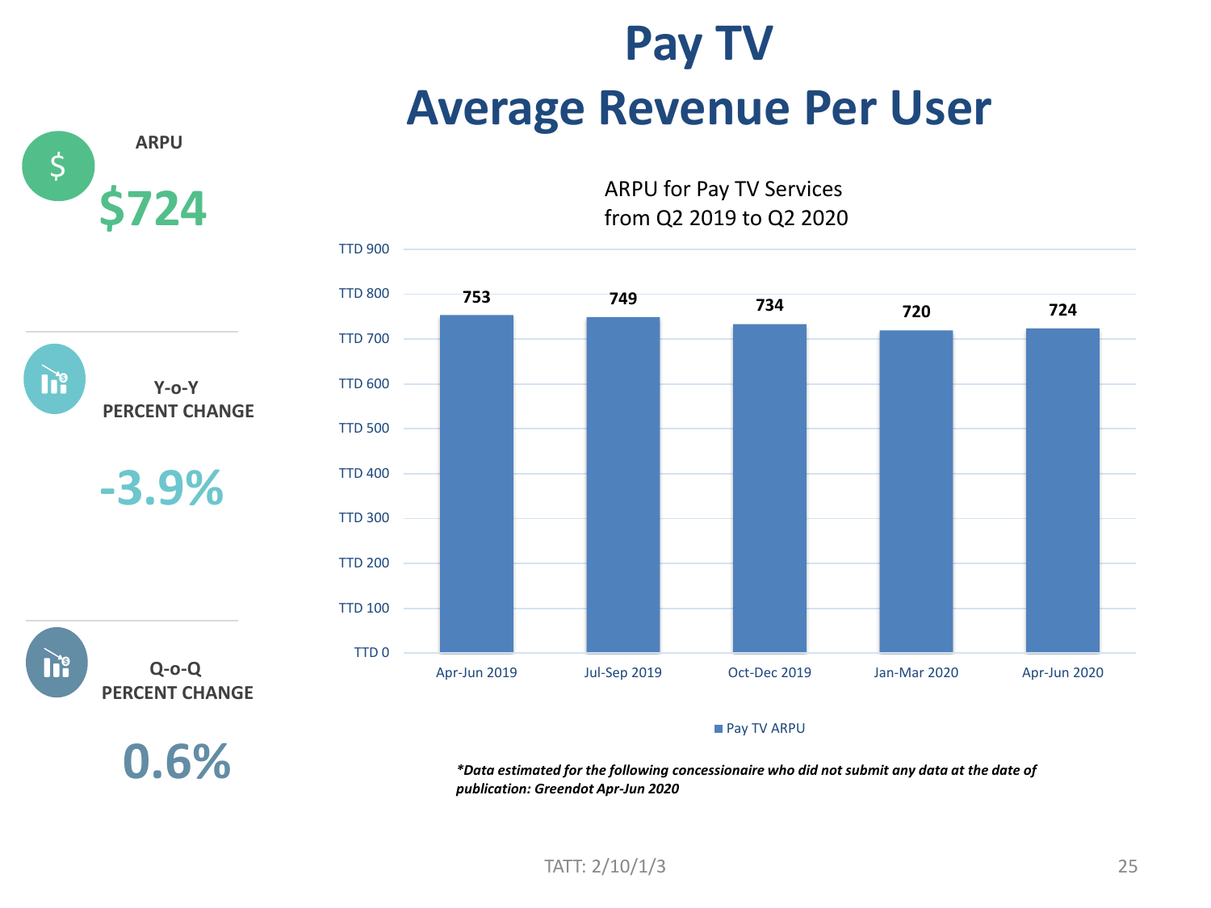# Pay TV
# Average Revenue Per User

**ARPU**

**$724**

**Y-o-Y PERCENT CHANGE**

**-3.9%**

**Q-o-Q PERCENT CHANGE**

**0.6%**

ARPU for Pay TV Services from Q2 2019 to Q2 2020

| Period | Pay TV ARPU (TTD) |
| --- | --- |
| Apr-Jun 2019 | 753 |
| Jul-Sep 2019 | 749 |
| Oct-Dec 2019 | 734 |
| Jan-Mar 2020 | 720 |
| Apr-Jun 2020 | 724 |

***Data estimated for the following concessionaire who did not submit any data at the date of publication: Greendot Apr-Jun 2020***

TATT: 2/10/1/3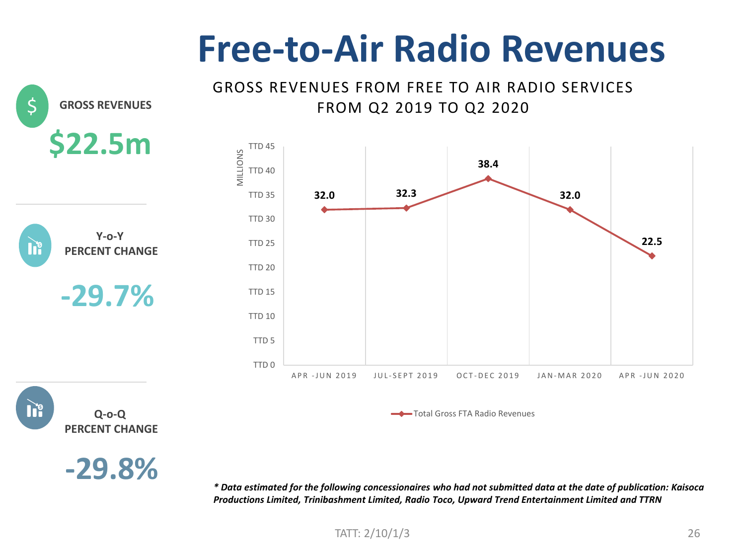# Free-to-Air Radio Revenues

**GROSS REVENUES**

**$22.5m**

**Y-o-Y PERCENT CHANGE**

**-29.7%**

**Q-o-Q PERCENT CHANGE**

**-29.8%**

GROSS REVENUES FROM FREE TO AIR RADIO SERVICES
FROM Q2 2019 TO Q2 2020

MILLIONS

TTD 45
TTD 40
TTD 35
TTD 30
TTD 25
TTD 20
TTD 15
TTD 10
TTD 5
TTD 0

APR -JUN 2019: 32.0
JUL-SEPT 2019: 32.3
OCT-DEC 2019: 38.4
JAN-MAR 2020: 32.0
APR -JUN 2020: 22.5

Total Gross FTA Radio Revenues

***Data estimated for the following concessionaires who had not submitted data at the date of publication: Kaisoca Productions Limited, Trinibashment Limited, Radio Toco, Upward Trend Entertainment Limited and TTRN***

TATT: 2/10/1/3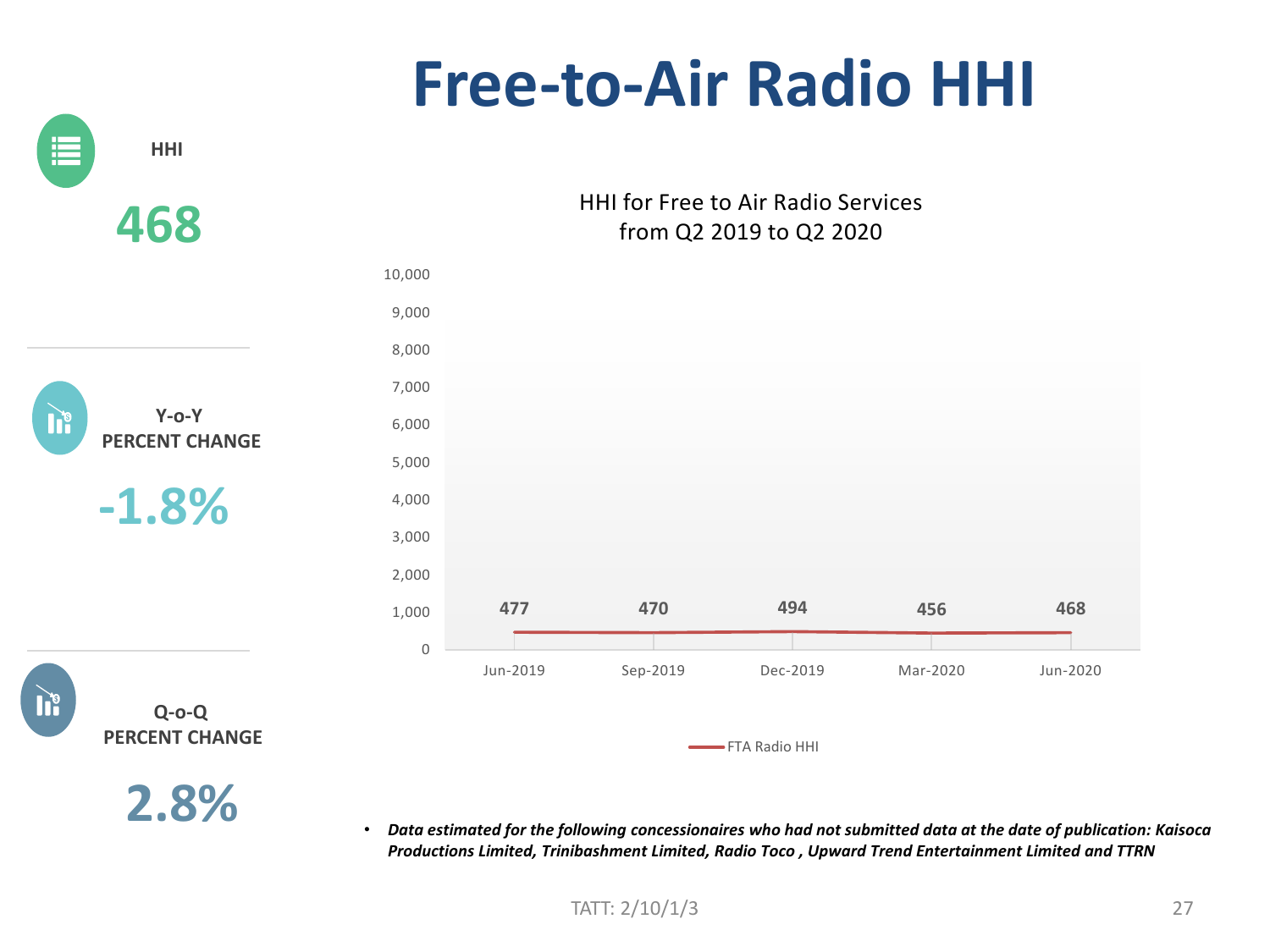# Free-to-Air Radio HHI

**HHI**

**468**

**Y-o-Y PERCENT CHANGE**

**-1.8%**

**Q-o-Q PERCENT CHANGE**

**2.8%**

HHI for Free to Air Radio Services from Q2 2019 to Q2 2020

10,000
9,000
8,000
7,000
6,000
5,000
4,000
3,000
2,000
1,000
0

477
470
494
456
468

Jun-2019
Sep-2019
Dec-2019
Mar-2020
Jun-2020

FTA Radio HHI

- ***Data estimated for the following concessionaires who had not submitted data at the date of publication: Kaisoca Productions Limited, Trinibashment Limited, Radio Toco , Upward Trend Entertainment Limited and TTRN***

TATT: 2/10/1/3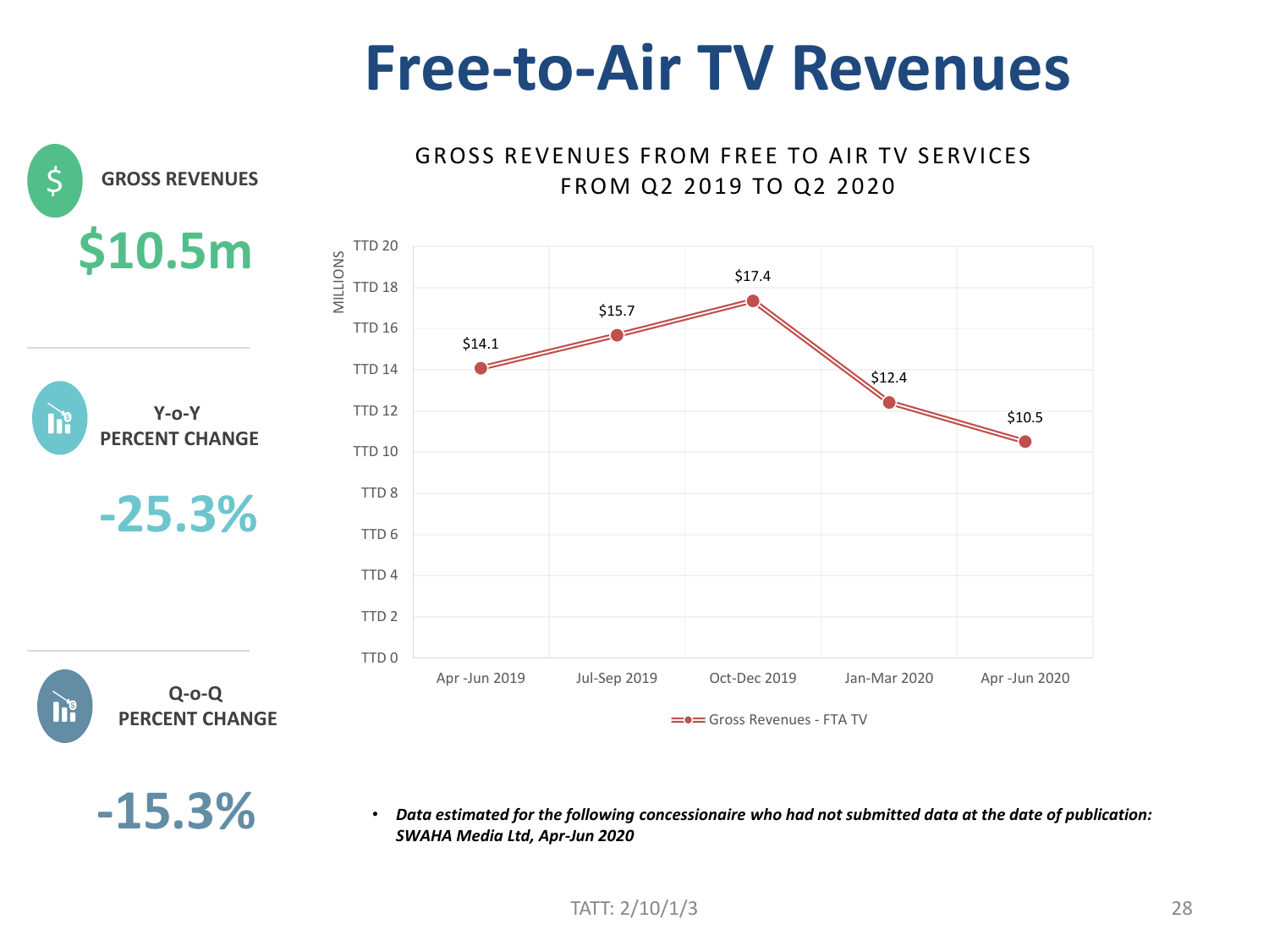# Free-to-Air TV Revenues

GROSS REVENUES

**$10.5m**

Y-o-Y PERCENT CHANGE

**-25.3%**

Q-o-Q PERCENT CHANGE

**-15.3%**

GROSS REVENUES FROM FREE TO AIR TV SERVICES FROM Q2 2019 TO Q2 2020

MILLIONS

TTD 20
TTD 18
TTD 16
TTD 14
TTD 12
TTD 10
TTD 8
TTD 6
TTD 4
TTD 2
TTD 0

Apr -Jun 2019: $14.1
Jul-Sep 2019: $15.7
Oct-Dec 2019: $17.4
Jan-Mar 2020: $12.4
Apr -Jun 2020: $10.5

Gross Revenues - FTA TV

- ***Data estimated for the following concessionaire who had not submitted data at the date of publication: SWAHA Media Ltd, Apr-Jun 2020***

TATT: 2/10/1/3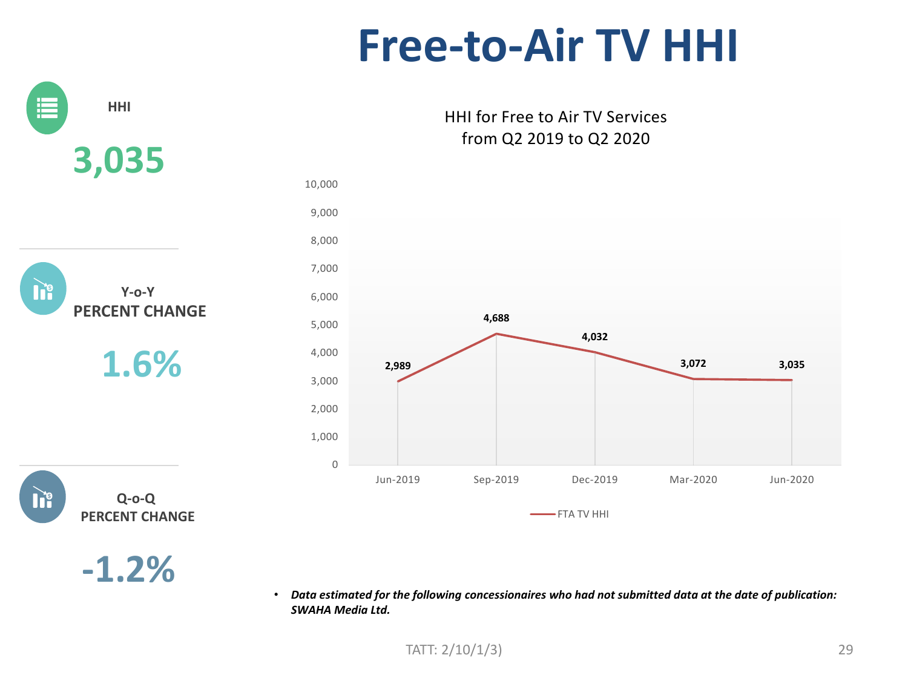# Free-to-Air TV HHI

**HHI**

**3,035**

**Y-o-Y PERCENT CHANGE**

**1.6%**

**Q-o-Q PERCENT CHANGE**

**-1.2%**

HHI for Free to Air TV Services from Q2 2019 to Q2 2020

| | Jun-2019 | Sep-2019 | Dec-2019 | Mar-2020 | Jun-2020 |
|---|---|---|---|---|---|
| FTA TV HHI | 2,989 | 4,688 | 4,032 | 3,072 | 3,035 |

- ***Data estimated for the following concessionaires who had not submitted data at the date of publication: SWAHA Media Ltd.***

TATT: 2/10/1/3)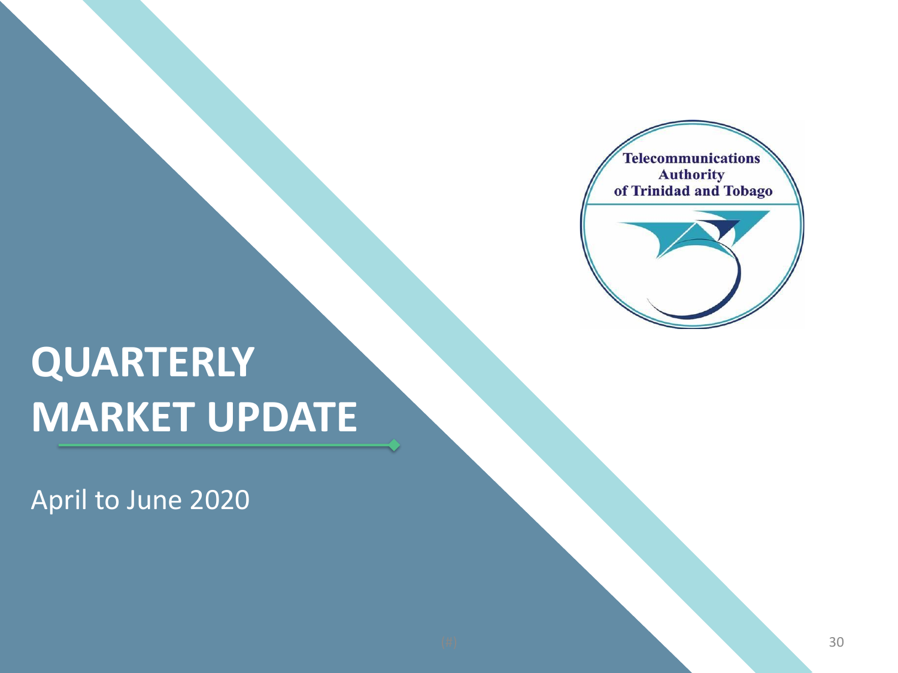Telecommunications Authority of Trinidad and Tobago

# QUARTERLY MARKET UPDATE

April to June 2020